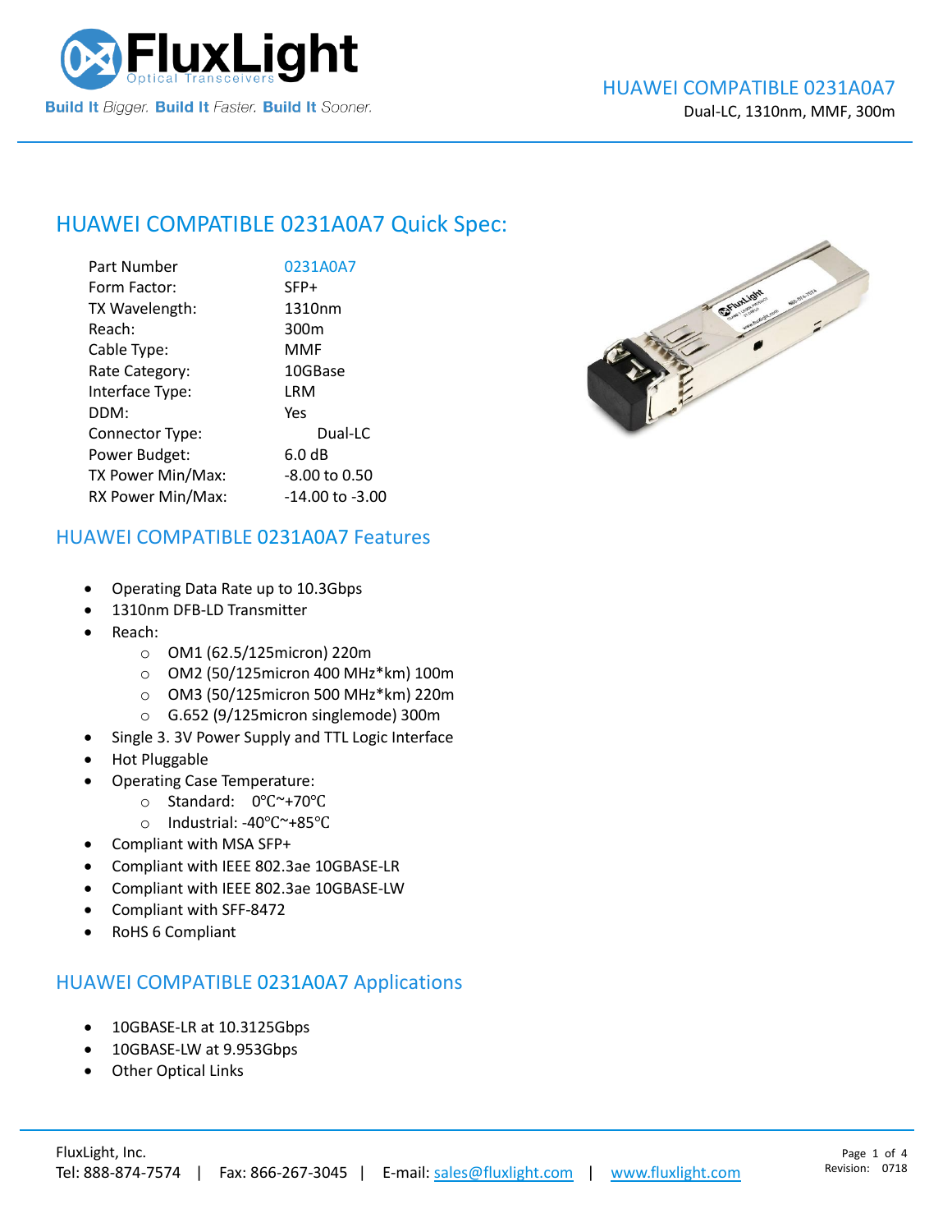# HUAWEI COMPATIBLE 0231A0A7

Dual-LC, 1310nm, MMF, 300m

## HUAWEI COMPATIBLE 0231A0A7 Quick Spec:

| | |
|---|---|
| Part Number | 0231A0A7 |
| Form Factor: | SFP+ |
| TX Wavelength: | 1310nm |
| Reach: | 300m |
| Cable Type: | MMF |
| Rate Category: | 10GBase |
| Interface Type: | LRM |
| DDM: | Yes |
| Connector Type: | Dual-LC |
| Power Budget: | 6.0 dB |
| TX Power Min/Max: | -8.00 to 0.50 |
| RX Power Min/Max: | -14.00 to -3.00 |

## HUAWEI COMPATIBLE 0231A0A7 Features

- Operating Data Rate up to 10.3Gbps
- 1310nm DFB-LD Transmitter
- Reach:
  - OM1 (62.5/125micron) 220m
  - OM2 (50/125micron 400 MHz*km) 100m
  - OM3 (50/125micron 500 MHz*km) 220m
  - G.652 (9/125micron singlemode) 300m
- Single 3. 3V Power Supply and TTL Logic Interface
- Hot Pluggable
- Operating Case Temperature:
  - Standard: 0℃~+70℃
  - Industrial: -40℃~+85℃
- Compliant with MSA SFP+
- Compliant with IEEE 802.3ae 10GBASE-LR
- Compliant with IEEE 802.3ae 10GBASE-LW
- Compliant with SFF-8472
- RoHS 6 Compliant

## HUAWEI COMPATIBLE 0231A0A7 Applications

- 10GBASE-LR at 10.3125Gbps
- 10GBASE-LW at 9.953Gbps
- Other Optical Links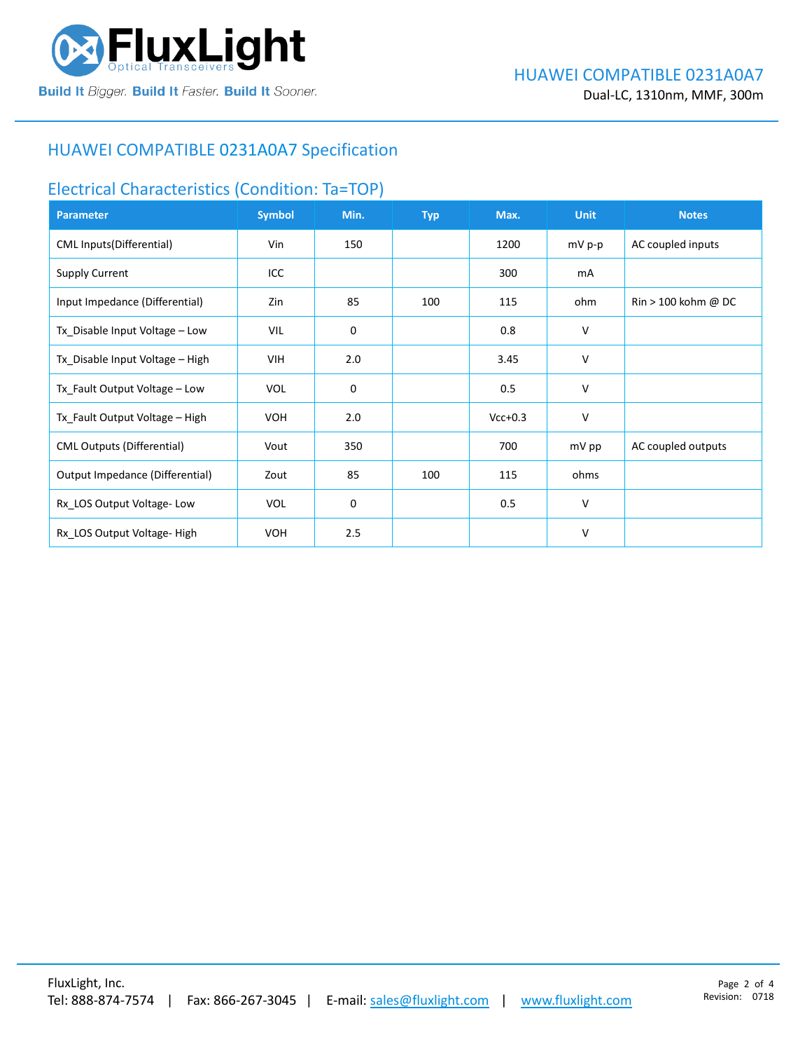## HUAWEI COMPATIBLE 0231A0A7 Specification

### Electrical Characteristics (Condition: Ta=TOP)

| Parameter | Symbol | Min. | Typ | Max. | Unit | Notes |
|---|---|---|---|---|---|---|
| CML Inputs(Differential) | Vin | 150 | | 1200 | mV p-p | AC coupled inputs |
| Supply Current | ICC | | | 300 | mA | |
| Input Impedance (Differential) | Zin | 85 | 100 | 115 | ohm | Rin > 100 kohm @ DC |
| Tx_Disable Input Voltage – Low | VIL | 0 | | 0.8 | V | |
| Tx_Disable Input Voltage – High | VIH | 2.0 | | 3.45 | V | |
| Tx_Fault Output Voltage – Low | VOL | 0 | | 0.5 | V | |
| Tx_Fault Output Voltage – High | VOH | 2.0 | | Vcc+0.3 | V | |
| CML Outputs (Differential) | Vout | 350 | | 700 | mV pp | AC coupled outputs |
| Output Impedance (Differential) | Zout | 85 | 100 | 115 | ohms | |
| Rx_LOS Output Voltage- Low | VOL | 0 | | 0.5 | V | |
| Rx_LOS Output Voltage- High | VOH | 2.5 | | | V | |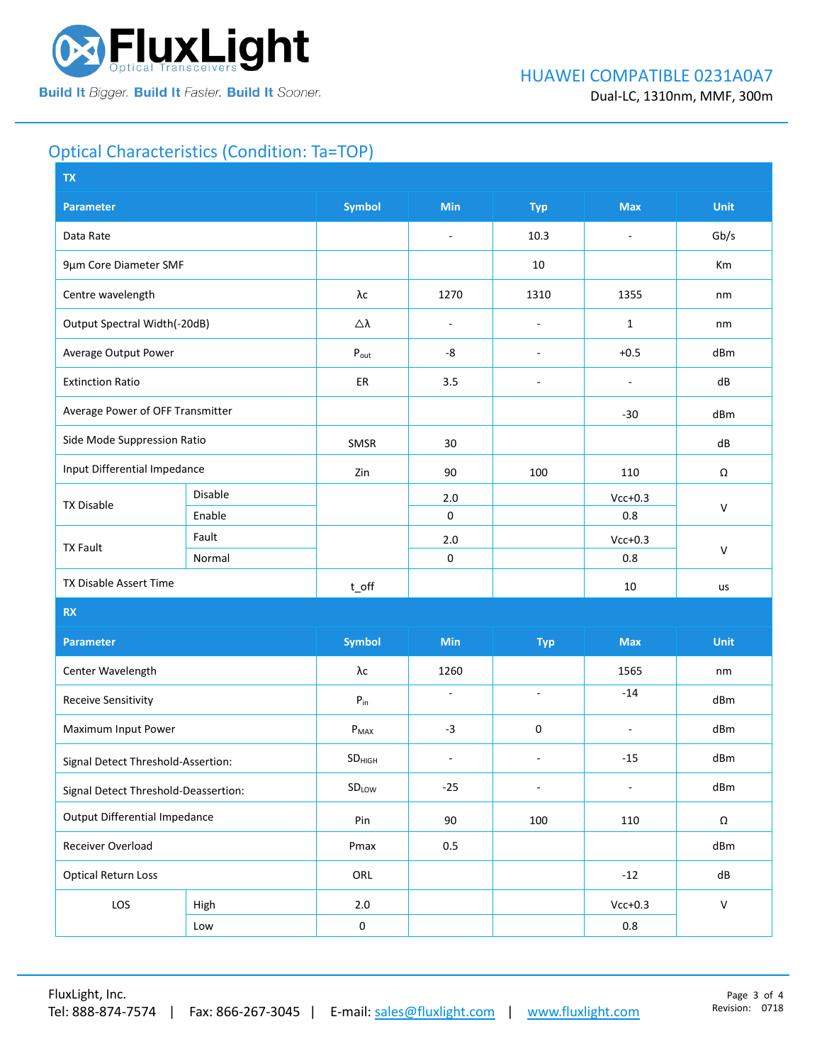## Optical Characteristics (Condition: Ta=TOP)

**TX**

| Parameter | | Symbol | Min | Typ | Max | Unit |
|---|---|---|---|---|---|---|
| Data Rate | | | - | 10.3 | - | Gb/s |
| 9µm Core Diameter SMF | | | | 10 | | Km |
| Centre wavelength | | λc | 1270 | 1310 | 1355 | nm |
| Output Spectral Width(-20dB) | | △λ | - | - | 1 | nm |
| Average Output Power | | $P_{out}$ | -8 | - | +0.5 | dBm |
| Extinction Ratio | | ER | 3.5 | - | - | dB |
| Average Power of OFF Transmitter | | | | | -30 | dBm |
| Side Mode Suppression Ratio | | SMSR | 30 | | | dB |
| Input Differential Impedance | | Zin | 90 | 100 | 110 | Ω |
| TX Disable | Disable | | 2.0 | | Vcc+0.3 | V |
| | Enable | | 0 | | 0.8 | |
| TX Fault | Fault | | 2.0 | | Vcc+0.3 | V |
| | Normal | | 0 | | 0.8 | |
| TX Disable Assert Time | | t_off | | | 10 | us |

**RX**

| Parameter | | Symbol | Min | Typ | Max | Unit |
|---|---|---|---|---|---|---|
| Center Wavelength | | λc | 1260 | | 1565 | nm |
| Receive Sensitivity | | $P_{in}$ | - | - | -14 | dBm |
| Maximum Input Power | | $P_{MAX}$ | -3 | 0 | - | dBm |
| Signal Detect Threshold-Assertion: | | $SD_{HIGH}$ | - | - | -15 | dBm |
| Signal Detect Threshold-Deassertion: | | $SD_{LOW}$ | -25 | - | - | dBm |
| Output Differential Impedance | | Pin | 90 | 100 | 110 | Ω |
| Receiver Overload | | Pmax | 0.5 | | | dBm |
| Optical Return Loss | | ORL | | | -12 | dB |
| LOS | High | 2.0 | | | Vcc+0.3 | V |
| | Low | 0 | | | 0.8 | |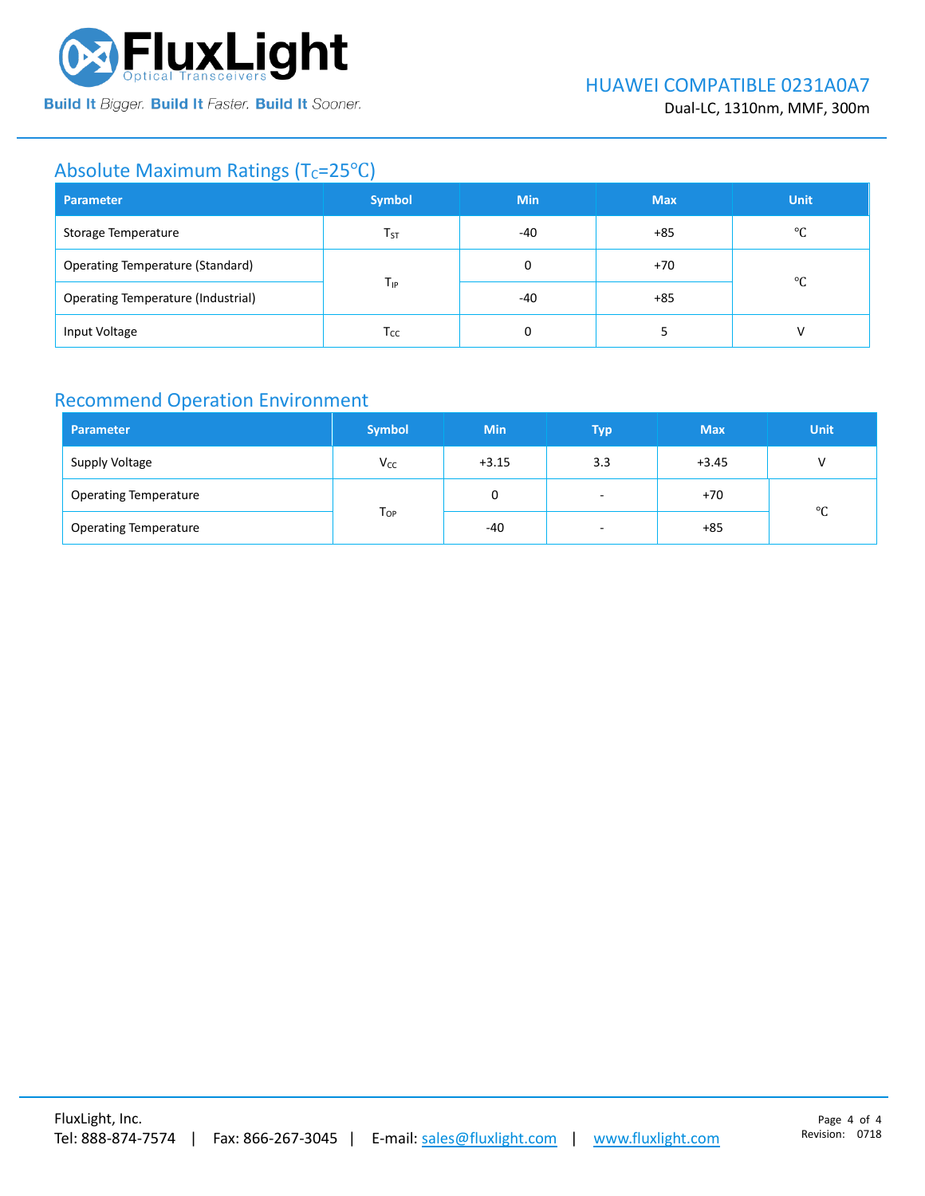## Absolute Maximum Ratings ($T_C$=25°C)

| Parameter | Symbol | Min | Max | Unit |
|---|---|---|---|---|
| Storage Temperature | $T_{ST}$ | -40 | +85 | °C |
| Operating Temperature (Standard) | $T_{IP}$ | 0 | +70 | °C |
| Operating Temperature (Industrial) | | -40 | +85 | |
| Input Voltage | $T_{CC}$ | 0 | 5 | V |

## Recommend Operation Environment

| Parameter | Symbol | Min | Typ | Max | Unit |
|---|---|---|---|---|---|
| Supply Voltage | $V_{CC}$ | +3.15 | 3.3 | +3.45 | V |
| Operating Temperature | $T_{OP}$ | 0 | - | +70 | °C |
| Operating Temperature | | -40 | - | +85 | |

FluxLight, Inc.
Tel: 888-874-7574 | Fax: 866-267-3045 | E-mail: sales@fluxlight.com | www.fluxlight.com

Revision: 0718